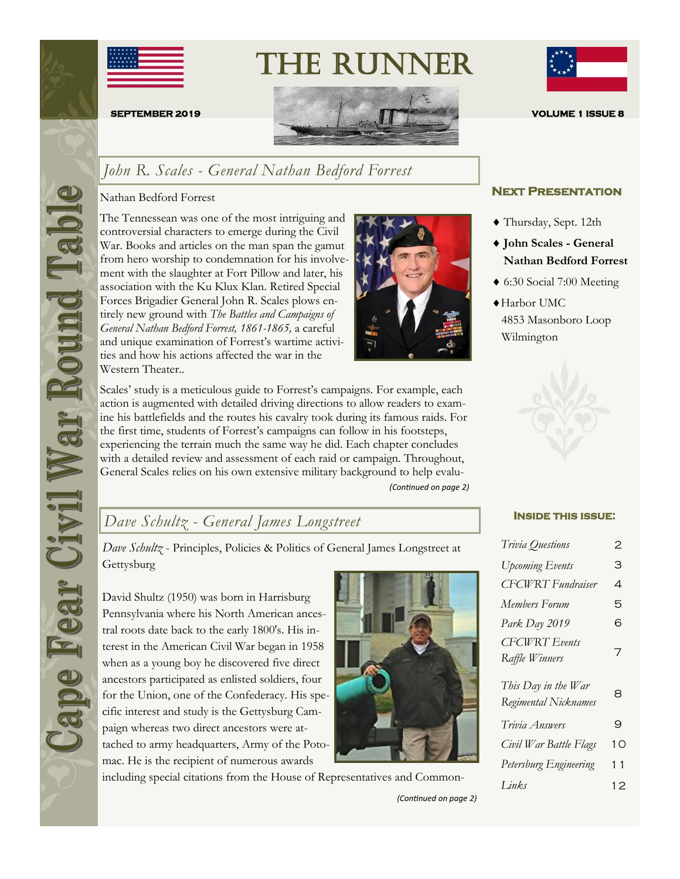# THE RUNNER

**SEPTEMBER 2019** **VOLUME 1 ISSUE 8**

Cape Fear Civil War Round Table

## *John R. Scales - General Nathan Bedford Forrest*

Nathan Bedford Forrest

The Tennessean was one of the most intriguing and controversial characters to emerge during the Civil War. Books and articles on the man span the gamut from hero worship to condemnation for his involvement with the slaughter at Fort Pillow and later, his association with the Ku Klux Klan. Retired Special Forces Brigadier General John R. Scales plows entirely new ground with *The Battles and Campaigns of General Nathan Bedford Forrest, 1861-1865,* a careful and unique examination of Forrest's wartime activities and how his actions affected the war in the Western Theater..

Scales' study is a meticulous guide to Forrest's campaigns. For example, each action is augmented with detailed driving directions to allow readers to examine his battlefields and the routes his cavalry took during its famous raids. For the first time, students of Forrest's campaigns can follow in his footsteps, experiencing the terrain much the same way he did. Each chapter concludes with a detailed review and assessment of each raid or campaign. Throughout, General Scales relies on his own extensive military background to help evalu-

*(Continued on page 2)*

## *Dave Schultz - General James Longstreet*

*Dave Schultz* - Principles, Policies & Politics of General James Longstreet at Gettysburg

David Shultz (1950) was born in Harrisburg Pennsylvania where his North American ancestral roots date back to the early 1800's. His interest in the American Civil War began in 1958 when as a young boy he discovered five direct ancestors participated as enlisted soldiers, four for the Union, one of the Confederacy. His specific interest and study is the Gettysburg Campaign whereas two direct ancestors were attached to army headquarters, Army of the Potomac. He is the recipient of numerous awards including special citations from the House of Representatives and Common-

*(Continued on page 2)*

### Next Presentation

- Thursday, Sept. 12th
- **John Scales - General Nathan Bedford Forrest**
- 6:30 Social 7:00 Meeting
- Harbor UMC
  4853 Masonboro Loop
  Wilmington

### Inside this issue:

| | |
|---|---|
| *Trivia Questions* | 2 |
| *Upcoming Events* | 3 |
| *CFCWRT Fundraiser* | 4 |
| *Members Forum* | 5 |
| *Park Day 2019* | 6 |
| *CFCWRT Events Raffle Winners* | 7 |
| *This Day in the War Regimental Nicknames* | 8 |
| *Trivia Answers* | 9 |
| *Civil War Battle Flags* | 10 |
| *Petersburg Engineering* | 11 |
| *Links* | 12 |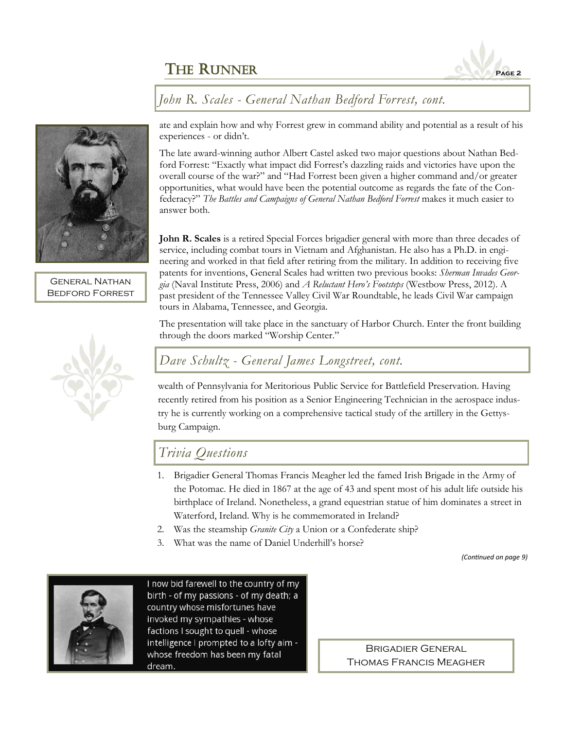## John R. Scales - General Nathan Bedford Forrest, cont.

ate and explain how and why Forrest grew in command ability and potential as a result of his experiences - or didn't.

The late award-winning author Albert Castel asked two major questions about Nathan Bedford Forrest: "Exactly what impact did Forrest's dazzling raids and victories have upon the overall course of the war?" and "Had Forrest been given a higher command and/or greater opportunities, what would have been the potential outcome as regards the fate of the Confederacy?" *The Battles and Campaigns of General Nathan Bedford Forrest* makes it much easier to answer both.

**John R. Scales** is a retired Special Forces brigadier general with more than three decades of service, including combat tours in Vietnam and Afghanistan. He also has a Ph.D. in engineering and worked in that field after retiring from the military. In addition to receiving five patents for inventions, General Scales had written two previous books: *Sherman Invades Georgia* (Naval Institute Press, 2006) and *A Reluctant Hero's Footsteps* (Westbow Press, 2012). A past president of the Tennessee Valley Civil War Roundtable, he leads Civil War campaign tours in Alabama, Tennessee, and Georgia.

The presentation will take place in the sanctuary of Harbor Church. Enter the front building through the doors marked "Worship Center."

General Nathan Bedford Forrest

## Dave Schultz - General James Longstreet, cont.

wealth of Pennsylvania for Meritorious Public Service for Battlefield Preservation. Having recently retired from his position as a Senior Engineering Technician in the aerospace industry he is currently working on a comprehensive tactical study of the artillery in the Gettysburg Campaign.

## Trivia Questions

1. Brigadier General Thomas Francis Meagher led the famed Irish Brigade in the Army of the Potomac. He died in 1867 at the age of 43 and spent most of his adult life outside his birthplace of Ireland. Nonetheless, a grand equestrian statue of him dominates a street in Waterford, Ireland. Why is he commemorated in Ireland?
2. Was the steamship *Granite City* a Union or a Confederate ship?
3. What was the name of Daniel Underhill's horse?

*(Continued on page 9)*

I now bid farewell to the country of my birth - of my passions - of my death; a country whose misfortunes have invoked my sympathies - whose factions I sought to quell - whose intelligence I prompted to a lofty aim - whose freedom has been my fatal dream.

Brigadier General Thomas Francis Meagher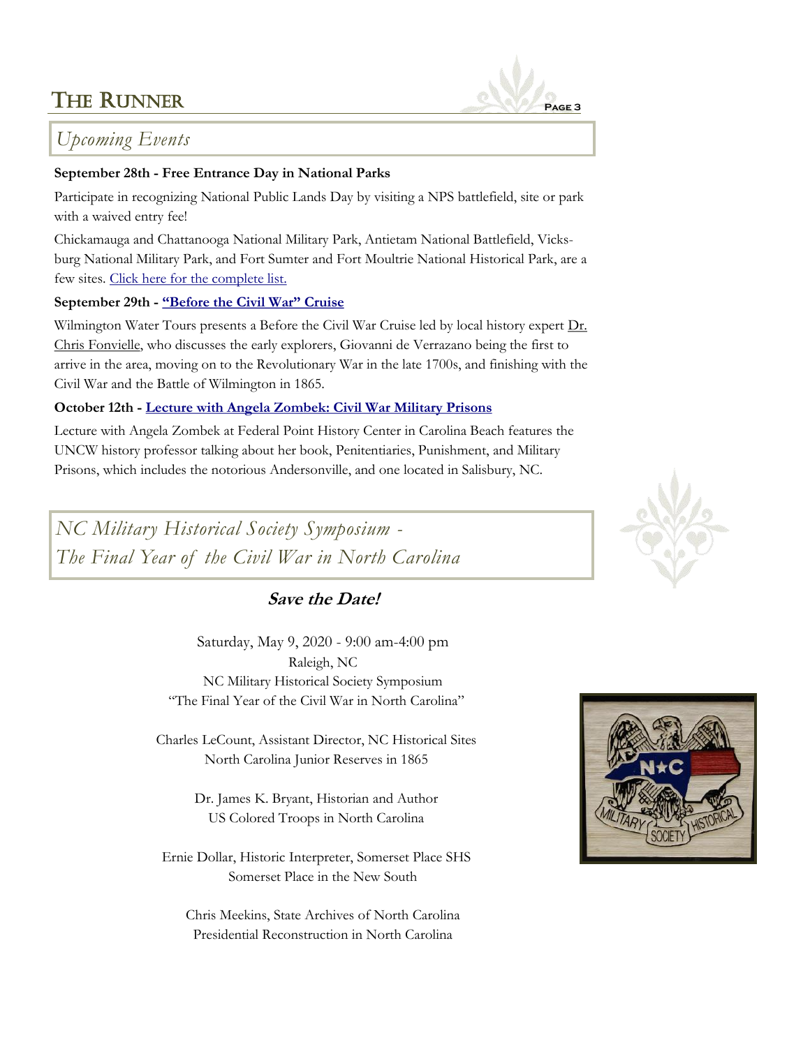## Upcoming Events

**September 28th - Free Entrance Day in National Parks**

Participate in recognizing National Public Lands Day by visiting a NPS battlefield, site or park with a waived entry fee!

Chickamauga and Chattanooga National Military Park, Antietam National Battlefield, Vicksburg National Military Park, and Fort Sumter and Fort Moultrie National Historical Park, are a few sites. Click here for the complete list.

**September 29th - "Before the Civil War" Cruise**

Wilmington Water Tours presents a Before the Civil War Cruise led by local history expert Dr. Chris Fonvielle, who discusses the early explorers, Giovanni de Verrazano being the first to arrive in the area, moving on to the Revolutionary War in the late 1700s, and finishing with the Civil War and the Battle of Wilmington in 1865.

**October 12th - Lecture with Angela Zombek: Civil War Military Prisons**

Lecture with Angela Zombek at Federal Point History Center in Carolina Beach features the UNCW history professor talking about her book, Penitentiaries, Punishment, and Military Prisons, which includes the notorious Andersonville, and one located in Salisbury, NC.

## *NC Military Historical Society Symposium - The Final Year of the Civil War in North Carolina*

**Save the Date!**

Saturday, May 9, 2020 - 9:00 am-4:00 pm
Raleigh, NC
NC Military Historical Society Symposium
"The Final Year of the Civil War in North Carolina"

Charles LeCount, Assistant Director, NC Historical Sites
North Carolina Junior Reserves in 1865

Dr. James K. Bryant, Historian and Author
US Colored Troops in North Carolina

Ernie Dollar, Historic Interpreter, Somerset Place SHS
Somerset Place in the New South

Chris Meekins, State Archives of North Carolina
Presidential Reconstruction in North Carolina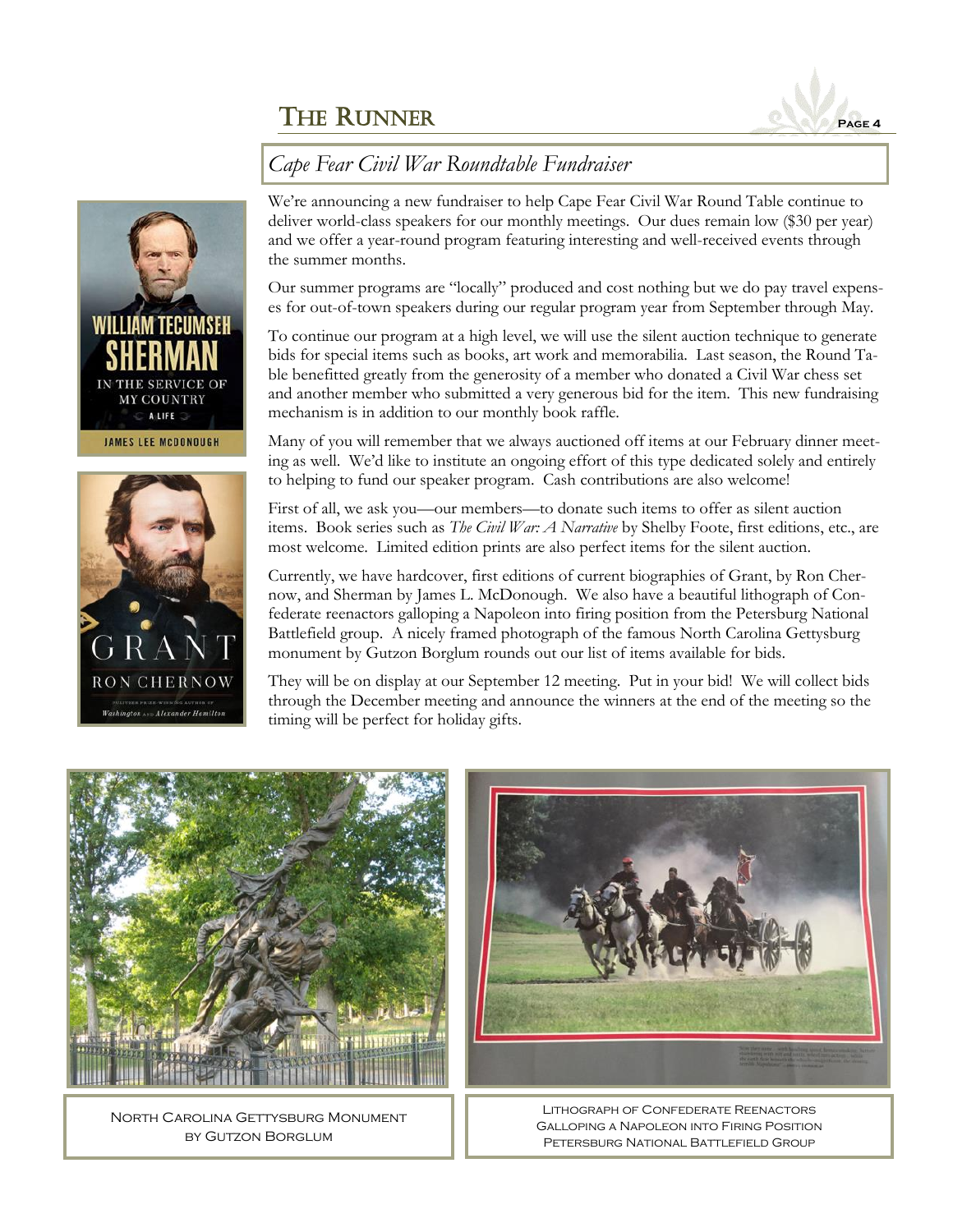## *Cape Fear Civil War Roundtable Fundraiser*

We're announcing a new fundraiser to help Cape Fear Civil War Round Table continue to deliver world-class speakers for our monthly meetings. Our dues remain low ($30 per year) and we offer a year-round program featuring interesting and well-received events through the summer months.

Our summer programs are "locally" produced and cost nothing but we do pay travel expenses for out-of-town speakers during our regular program year from September through May.

To continue our program at a high level, we will use the silent auction technique to generate bids for special items such as books, art work and memorabilia. Last season, the Round Table benefitted greatly from the generosity of a member who donated a Civil War chess set and another member who submitted a very generous bid for the item. This new fundraising mechanism is in addition to our monthly book raffle.

Many of you will remember that we always auctioned off items at our February dinner meeting as well. We'd like to institute an ongoing effort of this type dedicated solely and entirely to helping to fund our speaker program. Cash contributions are also welcome!

First of all, we ask you—our members—to donate such items to offer as silent auction items. Book series such as *The Civil War: A Narrative* by Shelby Foote, first editions, etc., are most welcome. Limited edition prints are also perfect items for the silent auction.

Currently, we have hardcover, first editions of current biographies of Grant, by Ron Chernow, and Sherman by James L. McDonough. We also have a beautiful lithograph of Confederate reenactors galloping a Napoleon into firing position from the Petersburg National Battlefield group. A nicely framed photograph of the famous North Carolina Gettysburg monument by Gutzon Borglum rounds out our list of items available for bids.

They will be on display at our September 12 meeting. Put in your bid! We will collect bids through the December meeting and announce the winners at the end of the meeting so the timing will be perfect for holiday gifts.

North Carolina Gettysburg Monument by Gutzon Borglum

Lithograph of Confederate Reenactors Galloping a Napoleon into Firing Position Petersburg National Battlefield Group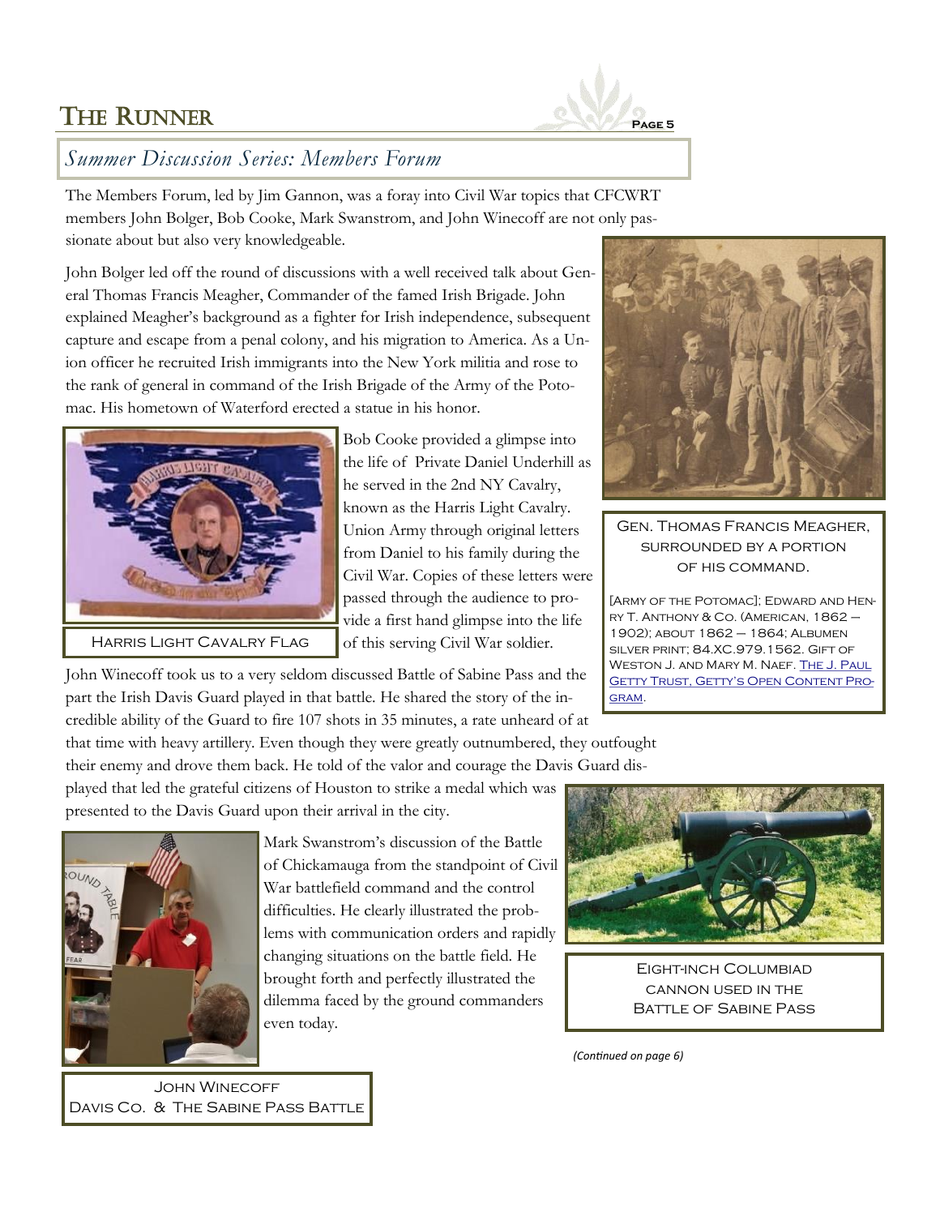## *Summer Discussion Series: Members Forum*

The Members Forum, led by Jim Gannon, was a foray into Civil War topics that CFCWRT members John Bolger, Bob Cooke, Mark Swanstrom, and John Winecoff are not only passionate about but also very knowledgeable.

John Bolger led off the round of discussions with a well received talk about General Thomas Francis Meagher, Commander of the famed Irish Brigade. John explained Meagher's background as a fighter for Irish independence, subsequent capture and escape from a penal colony, and his migration to America. As a Union officer he recruited Irish immigrants into the New York militia and rose to the rank of general in command of the Irish Brigade of the Army of the Potomac. His hometown of Waterford erected a statue in his honor.

Gen. Thomas Francis Meagher, surrounded by a portion of his command.

[Army of the Potomac]; Edward and Henry T. Anthony & Co. (American, 1862 – 1902); about 1862 – 1864; Albumen silver print; 84.XC.979.1562. Gift of Weston J. and Mary M. Naef. The J. Paul Getty Trust, Getty's Open Content Program.

Bob Cooke provided a glimpse into the life of Private Daniel Underhill as he served in the 2nd NY Cavalry, known as the Harris Light Cavalry. Union Army through original letters from Daniel to his family during the Civil War. Copies of these letters were passed through the audience to provide a first hand glimpse into the life of this serving Civil War soldier.

Harris Light Cavalry Flag

John Winecoff took us to a very seldom discussed Battle of Sabine Pass and the part the Irish Davis Guard played in that battle. He shared the story of the incredible ability of the Guard to fire 107 shots in 35 minutes, a rate unheard of at that time with heavy artillery. Even though they were greatly outnumbered, they outfought their enemy and drove them back. He told of the valor and courage the Davis Guard displayed that led the grateful citizens of Houston to strike a medal which was presented to the Davis Guard upon their arrival in the city.

Mark Swanstrom's discussion of the Battle of Chickamauga from the standpoint of Civil War battlefield command and the control difficulties. He clearly illustrated the problems with communication orders and rapidly changing situations on the battle field. He brought forth and perfectly illustrated the dilemma faced by the ground commanders even today.

John Winecoff
Davis Co. & The Sabine Pass Battle

Eight-inch Columbiad cannon used in the Battle of Sabine Pass

*(Continued on page 6)*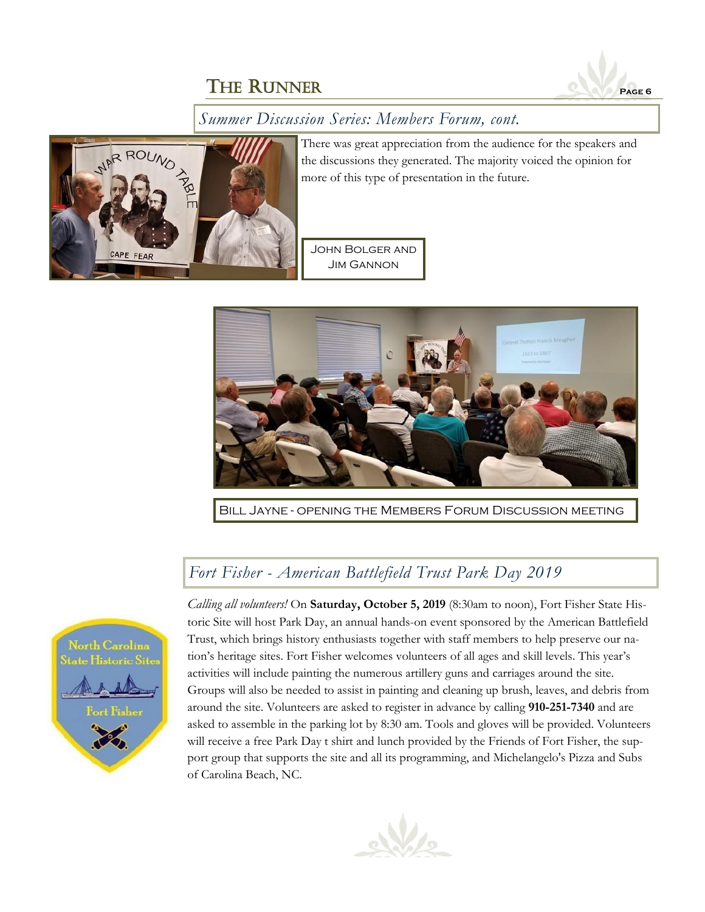## *Summary Discussion Series: Members Forum, cont.*

There was great appreciation from the audience for the speakers and the discussions they generated. The majority voiced the opinion for more of this type of presentation in the future.

John Bolger and Jim Gannon

Bill Jayne - opening the Members Forum Discussion meeting

## *Fort Fisher - American Battlefield Trust Park Day 2019*

*Calling all volunteers!* On **Saturday, October 5, 2019** (8:30am to noon), Fort Fisher State Historic Site will host Park Day, an annual hands-on event sponsored by the American Battlefield Trust, which brings history enthusiasts together with staff members to help preserve our nation's heritage sites. Fort Fisher welcomes volunteers of all ages and skill levels. This year's activities will include painting the numerous artillery guns and carriages around the site. Groups will also be needed to assist in painting and cleaning up brush, leaves, and debris from around the site. Volunteers are asked to register in advance by calling **910-251-7340** and are asked to assemble in the parking lot by 8:30 am. Tools and gloves will be provided. Volunteers will receive a free Park Day t shirt and lunch provided by the Friends of Fort Fisher, the support group that supports the site and all its programming, and Michelangelo's Pizza and Subs of Carolina Beach, NC.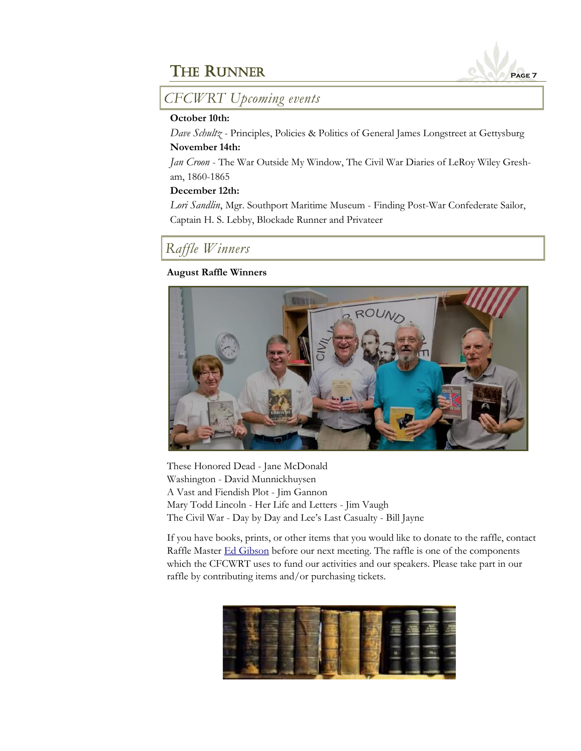## CFCWRT Upcoming events

**October 10th:**

*Dave Schultz* - Principles, Policies & Politics of General James Longstreet at Gettysburg

**November 14th:**

*Jan Croon* - The War Outside My Window, The Civil War Diaries of LeRoy Wiley Gresham, 1860-1865

**December 12th:**

*Lori Sandlin*, Mgr. Southport Maritime Museum - Finding Post-War Confederate Sailor, Captain H. S. Lebby, Blockade Runner and Privateer

## Raffle Winners

**August Raffle Winners**

These Honored Dead - Jane McDonald
Washington - David Munnickhuysen
A Vast and Fiendish Plot - Jim Gannon
Mary Todd Lincoln - Her Life and Letters - Jim Vaugh
The Civil War - Day by Day and Lee's Last Casualty - Bill Jayne

If you have books, prints, or other items that you would like to donate to the raffle, contact Raffle Master Ed Gibson before our next meeting. The raffle is one of the components which the CFCWRT uses to fund our activities and our speakers. Please take part in our raffle by contributing items and/or purchasing tickets.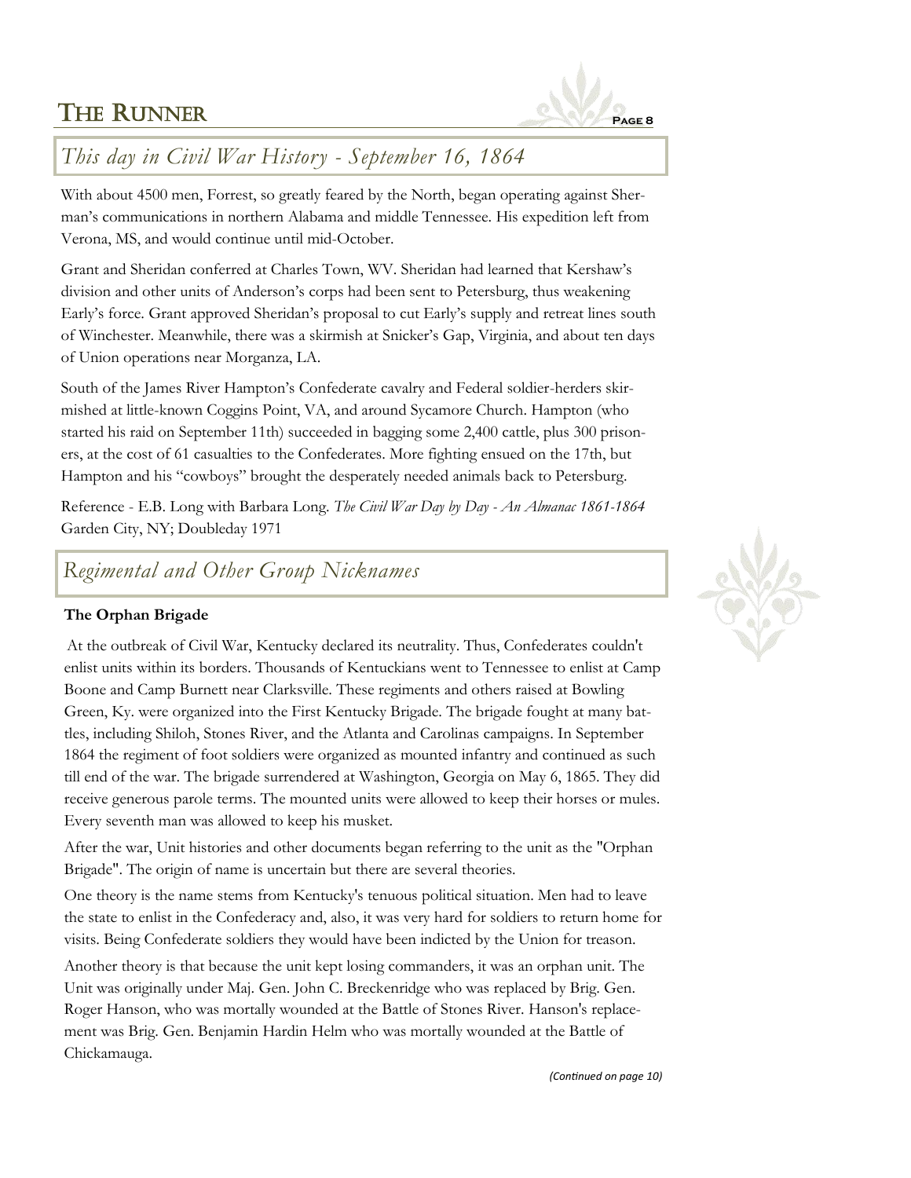## *This day in Civil War History - September 16, 1864*

With about 4500 men, Forrest, so greatly feared by the North, began operating against Sherman's communications in northern Alabama and middle Tennessee. His expedition left from Verona, MS, and would continue until mid-October.

Grant and Sheridan conferred at Charles Town, WV. Sheridan had learned that Kershaw's division and other units of Anderson's corps had been sent to Petersburg, thus weakening Early's force. Grant approved Sheridan's proposal to cut Early's supply and retreat lines south of Winchester. Meanwhile, there was a skirmish at Snicker's Gap, Virginia, and about ten days of Union operations near Morganza, LA.

South of the James River Hampton's Confederate cavalry and Federal soldier-herders skirmished at little-known Coggins Point, VA, and around Sycamore Church. Hampton (who started his raid on September 11th) succeeded in bagging some 2,400 cattle, plus 300 prisoners, at the cost of 61 casualties to the Confederates. More fighting ensued on the 17th, but Hampton and his "cowboys" brought the desperately needed animals back to Petersburg.

Reference - E.B. Long with Barbara Long. *The Civil War Day by Day - An Almanac 1861-1864* Garden City, NY; Doubleday 1971

## *Regimental and Other Group Nicknames*

**The Orphan Brigade**

At the outbreak of Civil War, Kentucky declared its neutrality. Thus, Confederates couldn't enlist units within its borders. Thousands of Kentuckians went to Tennessee to enlist at Camp Boone and Camp Burnett near Clarksville. These regiments and others raised at Bowling Green, Ky. were organized into the First Kentucky Brigade. The brigade fought at many battles, including Shiloh, Stones River, and the Atlanta and Carolinas campaigns. In September 1864 the regiment of foot soldiers were organized as mounted infantry and continued as such till end of the war. The brigade surrendered at Washington, Georgia on May 6, 1865. They did receive generous parole terms. The mounted units were allowed to keep their horses or mules. Every seventh man was allowed to keep his musket.

After the war, Unit histories and other documents began referring to the unit as the "Orphan Brigade". The origin of name is uncertain but there are several theories.

One theory is the name stems from Kentucky's tenuous political situation. Men had to leave the state to enlist in the Confederacy and, also, it was very hard for soldiers to return home for visits. Being Confederate soldiers they would have been indicted by the Union for treason.

Another theory is that because the unit kept losing commanders, it was an orphan unit. The Unit was originally under Maj. Gen. John C. Breckenridge who was replaced by Brig. Gen. Roger Hanson, who was mortally wounded at the Battle of Stones River. Hanson's replacement was Brig. Gen. Benjamin Hardin Helm who was mortally wounded at the Battle of Chickamauga.

*(Continued on page 10)*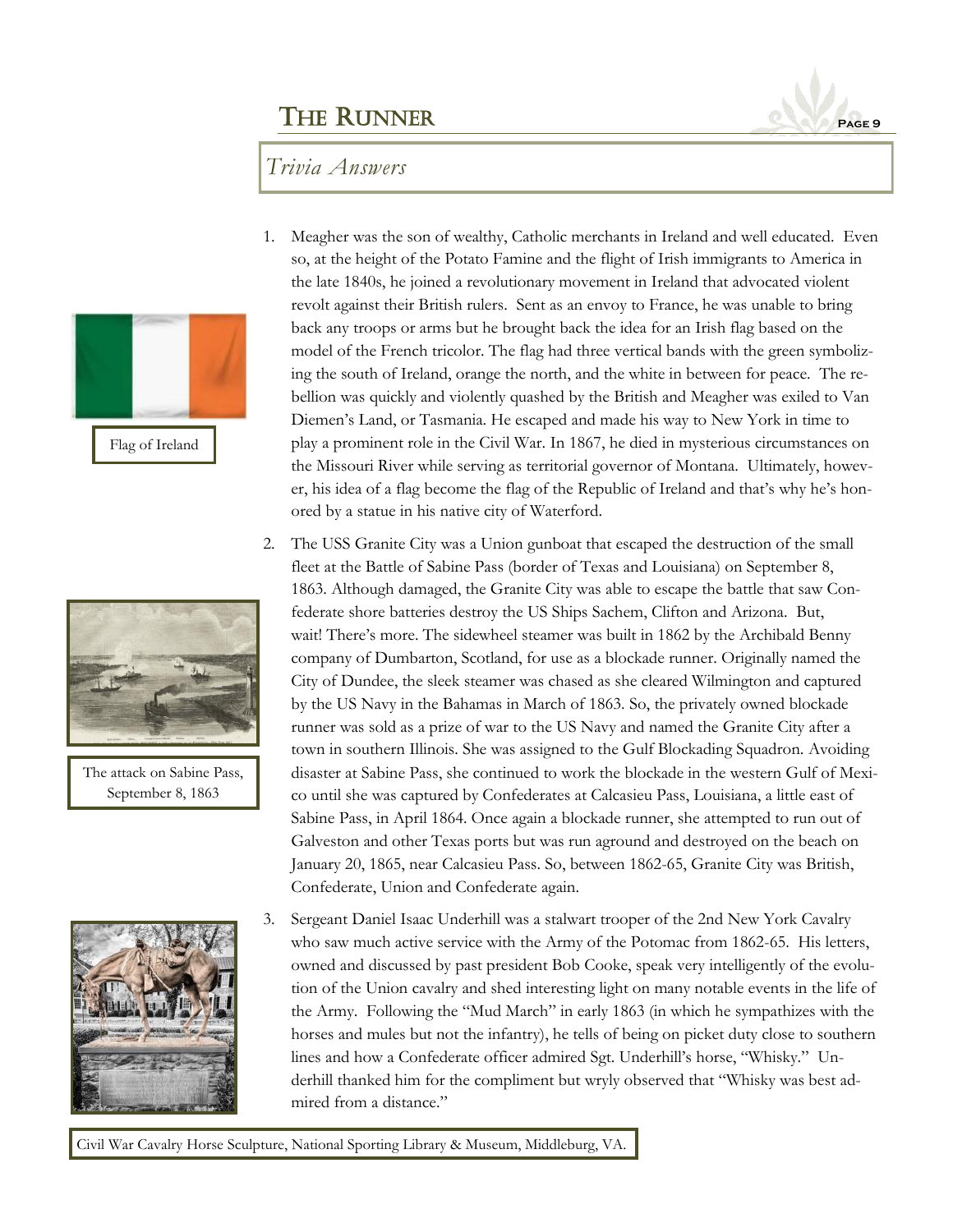## Trivia Answers

1. Meagher was the son of wealthy, Catholic merchants in Ireland and well educated. Even so, at the height of the Potato Famine and the flight of Irish immigrants to America in the late 1840s, he joined a revolutionary movement in Ireland that advocated violent revolt against their British rulers. Sent as an envoy to France, he was unable to bring back any troops or arms but he brought back the idea for an Irish flag based on the model of the French tricolor. The flag had three vertical bands with the green symbolizing the south of Ireland, orange the north, and the white in between for peace. The rebellion was quickly and violently quashed by the British and Meagher was exiled to Van Diemen's Land, or Tasmania. He escaped and made his way to New York in time to play a prominent role in the Civil War. In 1867, he died in mysterious circumstances on the Missouri River while serving as territorial governor of Montana. Ultimately, however, his idea of a flag become the flag of the Republic of Ireland and that's why he's honored by a statue in his native city of Waterford.

Flag of Ireland

2. The USS Granite City was a Union gunboat that escaped the destruction of the small fleet at the Battle of Sabine Pass (border of Texas and Louisiana) on September 8, 1863. Although damaged, the Granite City was able to escape the battle that saw Confederate shore batteries destroy the US Ships Sachem, Clifton and Arizona. But, wait! There's more. The sidewheel steamer was built in 1862 by the Archibald Benny company of Dumbarton, Scotland, for use as a blockade runner. Originally named the City of Dundee, the sleek steamer was chased as she cleared Wilmington and captured by the US Navy in the Bahamas in March of 1863. So, the privately owned blockade runner was sold as a prize of war to the US Navy and named the Granite City after a town in southern Illinois. She was assigned to the Gulf Blockading Squadron. Avoiding disaster at Sabine Pass, she continued to work the blockade in the western Gulf of Mexico until she was captured by Confederates at Calcasieu Pass, Louisiana, a little east of Sabine Pass, in April 1864. Once again a blockade runner, she attempted to run out of Galveston and other Texas ports but was run aground and destroyed on the beach on January 20, 1865, near Calcasieu Pass. So, between 1862-65, Granite City was British, Confederate, Union and Confederate again.

The attack on Sabine Pass, September 8, 1863

3. Sergeant Daniel Isaac Underhill was a stalwart trooper of the 2nd New York Cavalry who saw much active service with the Army of the Potomac from 1862-65. His letters, owned and discussed by past president Bob Cooke, speak very intelligently of the evolution of the Union cavalry and shed interesting light on many notable events in the life of the Army. Following the "Mud March" in early 1863 (in which he sympathizes with the horses and mules but not the infantry), he tells of being on picket duty close to southern lines and how a Confederate officer admired Sgt. Underhill's horse, "Whisky." Underhill thanked him for the compliment but wryly observed that "Whisky was best admired from a distance."

Civil War Cavalry Horse Sculpture, National Sporting Library & Museum, Middleburg, VA.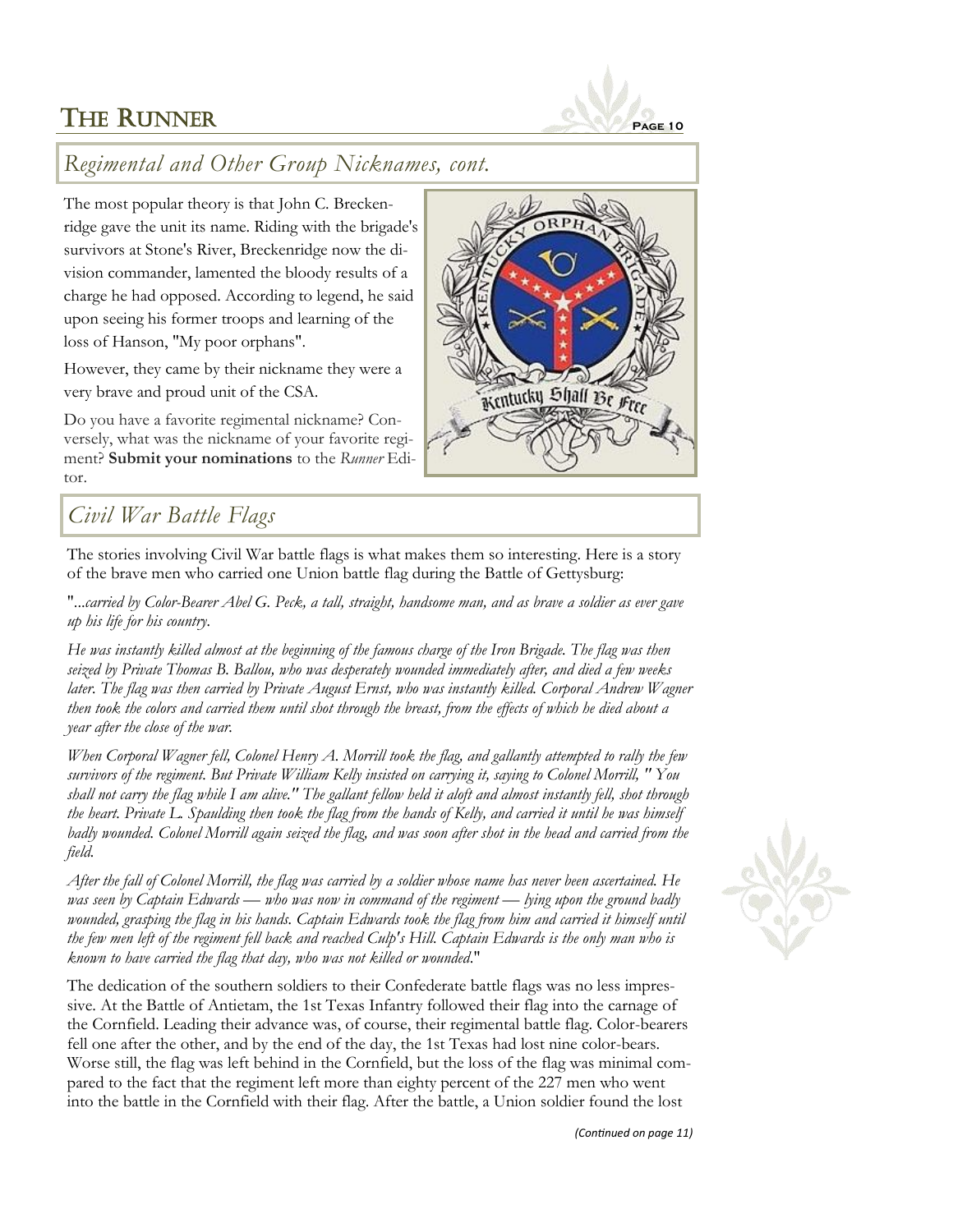## *Regimental and Other Group Nicknames, cont.*

The most popular theory is that John C. Breckenridge gave the unit its name. Riding with the brigade's survivors at Stone's River, Breckenridge now the division commander, lamented the bloody results of a charge he had opposed. According to legend, he said upon seeing his former troops and learning of the loss of Hanson, "My poor orphans".

However, they came by their nickname they were a very brave and proud unit of the CSA.

Do you have a favorite regimental nickname? Conversely, what was the nickname of your favorite regiment? **Submit your nominations** to the *Runner* Editor.

## *Civil War Battle Flags*

The stories involving Civil War battle flags is what makes them so interesting. Here is a story of the brave men who carried one Union battle flag during the Battle of Gettysburg:

"*...carried by Color-Bearer Abel G. Peck, a tall, straight, handsome man, and as brave a soldier as ever gave up his life for his country.*

*He was instantly killed almost at the beginning of the famous charge of the Iron Brigade. The flag was then seized by Private Thomas B. Ballou, who was desperately wounded immediately after, and died a few weeks later. The flag was then carried by Private August Ernst, who was instantly killed. Corporal Andrew Wagner then took the colors and carried them until shot through the breast, from the effects of which he died about a year after the close of the war.*

*When Corporal Wagner fell, Colonel Henry A. Morrill took the flag, and gallantly attempted to rally the few survivors of the regiment. But Private William Kelly insisted on carrying it, saying to Colonel Morrill, " You shall not carry the flag while I am alive." The gallant fellow held it aloft and almost instantly fell, shot through the heart. Private L. Spaulding then took the flag from the hands of Kelly, and carried it until he was himself badly wounded. Colonel Morrill again seized the flag, and was soon after shot in the head and carried from the field.*

*After the fall of Colonel Morrill, the flag was carried by a soldier whose name has never been ascertained. He was seen by Captain Edwards — who was now in command of the regiment — lying upon the ground badly wounded, grasping the flag in his hands. Captain Edwards took the flag from him and carried it himself until the few men left of the regiment fell back and reached Culp's Hill. Captain Edwards is the only man who is known to have carried the flag that day, who was not killed or wounded.*"

The dedication of the southern soldiers to their Confederate battle flags was no less impressive. At the Battle of Antietam, the 1st Texas Infantry followed their flag into the carnage of the Cornfield. Leading their advance was, of course, their regimental battle flag. Color-bearers fell one after the other, and by the end of the day, the 1st Texas had lost nine color-bears. Worse still, the flag was left behind in the Cornfield, but the loss of the flag was minimal compared to the fact that the regiment left more than eighty percent of the 227 men who went into the battle in the Cornfield with their flag. After the battle, a Union soldier found the lost

*(Continued on page 11)*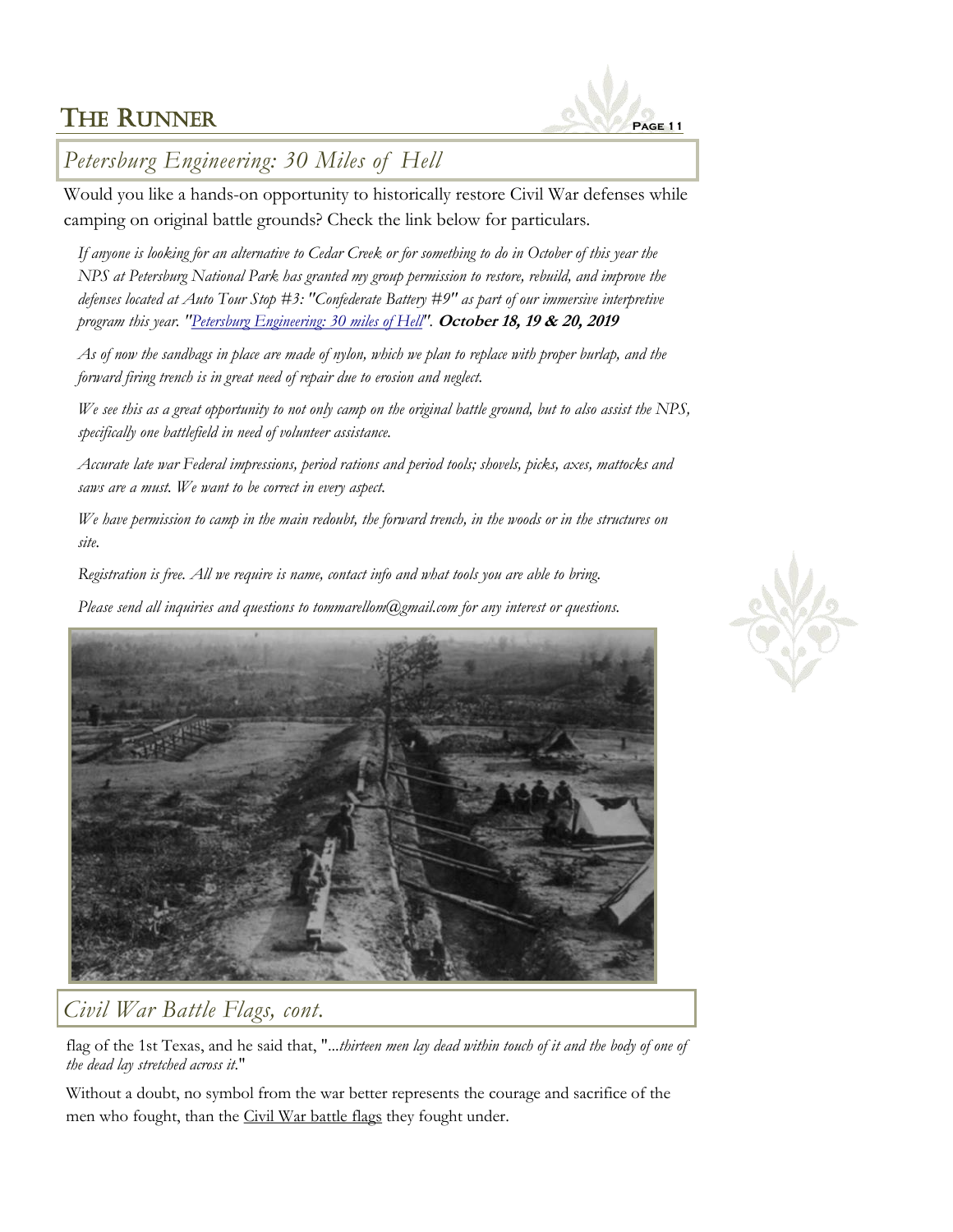## Petersburg Engineering: 30 Miles of Hell

Would you like a hands-on opportunity to historically restore Civil War defenses while camping on original battle grounds? Check the link below for particulars.

*If anyone is looking for an alternative to Cedar Creek or for something to do in October of this year the NPS at Petersburg National Park has granted my group permission to restore, rebuild, and improve the defenses located at Auto Tour Stop #3: "Confederate Battery #9" as part of our immersive interpretive program this year. "Petersburg Engineering: 30 miles of Hell".* **October 18, 19 & 20, 2019**

*As of now the sandbags in place are made of nylon, which we plan to replace with proper burlap, and the forward firing trench is in great need of repair due to erosion and neglect.*

*We see this as a great opportunity to not only camp on the original battle ground, but to also assist the NPS, specifically one battlefield in need of volunteer assistance.*

*Accurate late war Federal impressions, period rations and period tools; shovels, picks, axes, mattocks and saws are a must. We want to be correct in every aspect.*

*We have permission to camp in the main redoubt, the forward trench, in the woods or in the structures on site.*

*Registration is free. All we require is name, contact info and what tools you are able to bring.*

*Please send all inquiries and questions to tommarellom@gmail.com for any interest or questions.*

## Civil War Battle Flags, cont.

flag of the 1st Texas, and he said that, "*...thirteen men lay dead within touch of it and the body of one of the dead lay stretched across it.*"

Without a doubt, no symbol from the war better represents the courage and sacrifice of the men who fought, than the Civil War battle flags they fought under.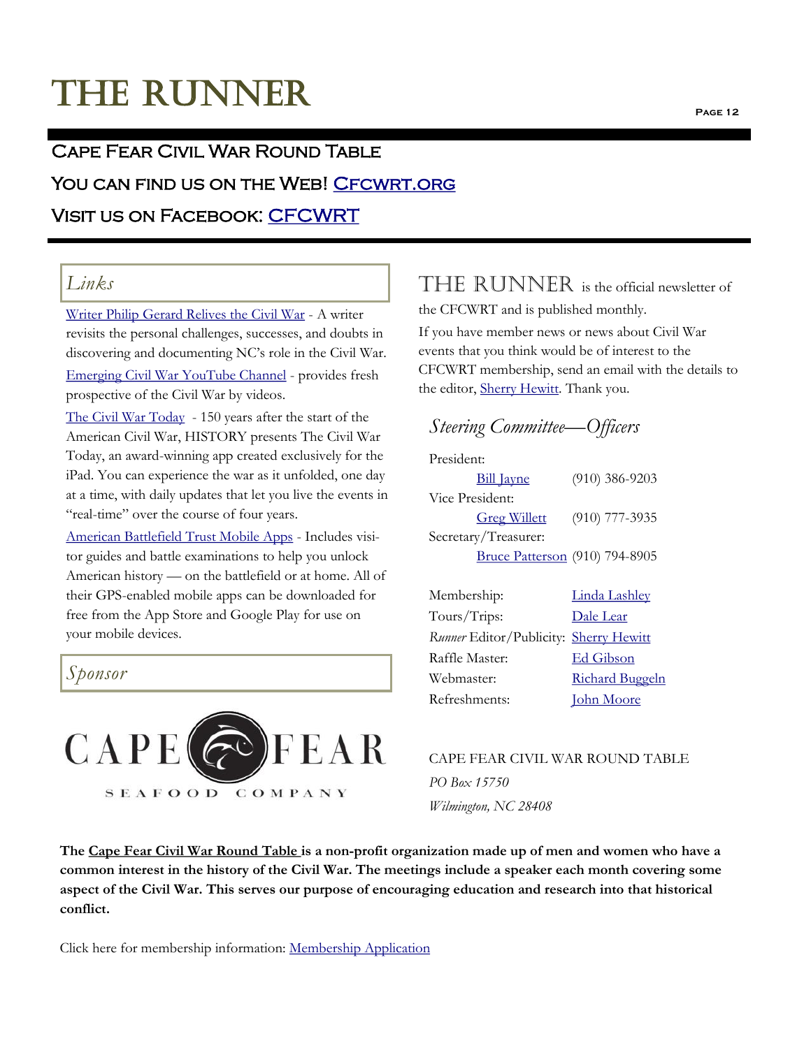# THE RUNNER

## Cape Fear Civil War Round Table

## You can find us on the Web! Cfcwrt.org

## Visit us on Facebook: CFCWRT

### *Links*

Writer Philip Gerard Relives the Civil War - A writer revisits the personal challenges, successes, and doubts in discovering and documenting NC's role in the Civil War.

Emerging Civil War YouTube Channel - provides fresh prospective of the Civil War by videos.

The Civil War Today - 150 years after the start of the American Civil War, HISTORY presents The Civil War Today, an award-winning app created exclusively for the iPad. You can experience the war as it unfolded, one day at a time, with daily updates that let you live the events in "real-time" over the course of four years.

American Battlefield Trust Mobile Apps - Includes visitor guides and battle examinations to help you unlock American history — on the battlefield or at home. All of their GPS-enabled mobile apps can be downloaded for free from the App Store and Google Play for use on your mobile devices.

### *Sponsor*

CAPE FEAR SEAFOOD COMPANY

THE RUNNER is the official newsletter of the CFCWRT and is published monthly.

If you have member news or news about Civil War events that you think would be of interest to the CFCWRT membership, send an email with the details to the editor, Sherry Hewitt. Thank you.

### *Steering Committee—Officers*

President:
Bill Jayne (910) 386-9203

Vice President:
Greg Willett (910) 777-3935

Secretary/Treasurer:
Bruce Patterson (910) 794-8905

| | |
|---|---|
| Membership: | Linda Lashley |
| Tours/Trips: | Dale Lear |
| *Runner* Editor/Publicity: | Sherry Hewitt |
| Raffle Master: | Ed Gibson |
| Webmaster: | Richard Buggeln |
| Refreshments: | John Moore |

CAPE FEAR CIVIL WAR ROUND TABLE
*PO Box 15750*
*Wilmington, NC 28408*

**The Cape Fear Civil War Round Table is a non-profit organization made up of men and women who have a common interest in the history of the Civil War. The meetings include a speaker each month covering some aspect of the Civil War. This serves our purpose of encouraging education and research into that historical conflict.**

Click here for membership information: Membership Application